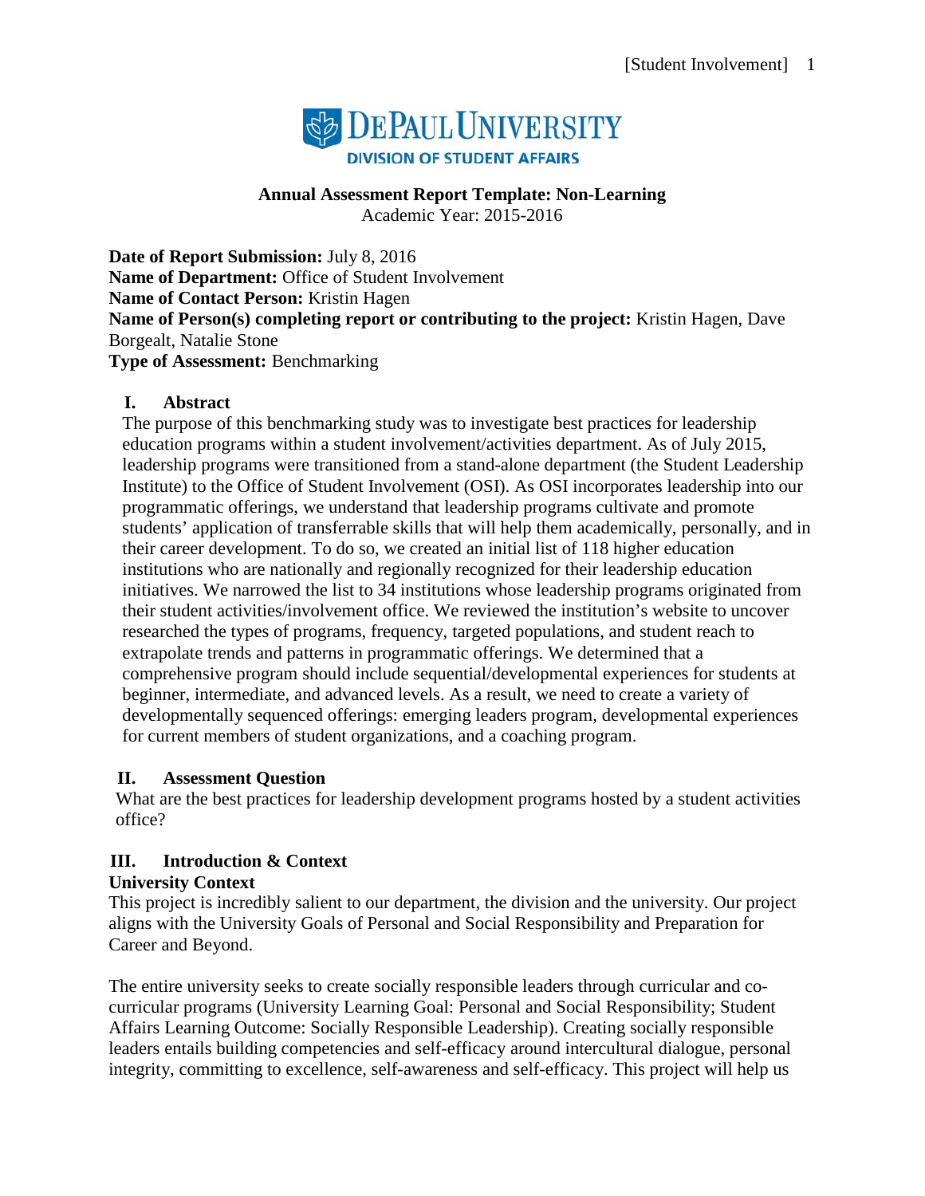DePaul University
Division of Student Affairs

**Annual Assessment Report Template: Non-Learning**
Academic Year: 2015-2016

**Date of Report Submission:** July 8, 2016
**Name of Department:** Office of Student Involvement
**Name of Contact Person:** Kristin Hagen
**Name of Person(s) completing report or contributing to the project:** Kristin Hagen, Dave Borgealt, Natalie Stone
**Type of Assessment:** Benchmarking

## I. Abstract

The purpose of this benchmarking study was to investigate best practices for leadership education programs within a student involvement/activities department. As of July 2015, leadership programs were transitioned from a stand-alone department (the Student Leadership Institute) to the Office of Student Involvement (OSI). As OSI incorporates leadership into our programmatic offerings, we understand that leadership programs cultivate and promote students' application of transferrable skills that will help them academically, personally, and in their career development. To do so, we created an initial list of 118 higher education institutions who are nationally and regionally recognized for their leadership education initiatives. We narrowed the list to 34 institutions whose leadership programs originated from their student activities/involvement office. We reviewed the institution's website to uncover researched the types of programs, frequency, targeted populations, and student reach to extrapolate trends and patterns in programmatic offerings. We determined that a comprehensive program should include sequential/developmental experiences for students at beginner, intermediate, and advanced levels. As a result, we need to create a variety of developmentally sequenced offerings: emerging leaders program, developmental experiences for current members of student organizations, and a coaching program.

## II. Assessment Question

What are the best practices for leadership development programs hosted by a student activities office?

## III. Introduction & Context

**University Context**

This project is incredibly salient to our department, the division and the university. Our project aligns with the University Goals of Personal and Social Responsibility and Preparation for Career and Beyond.

The entire university seeks to create socially responsible leaders through curricular and co-curricular programs (University Learning Goal: Personal and Social Responsibility; Student Affairs Learning Outcome: Socially Responsible Leadership). Creating socially responsible leaders entails building competencies and self-efficacy around intercultural dialogue, personal integrity, committing to excellence, self-awareness and self-efficacy. This project will help us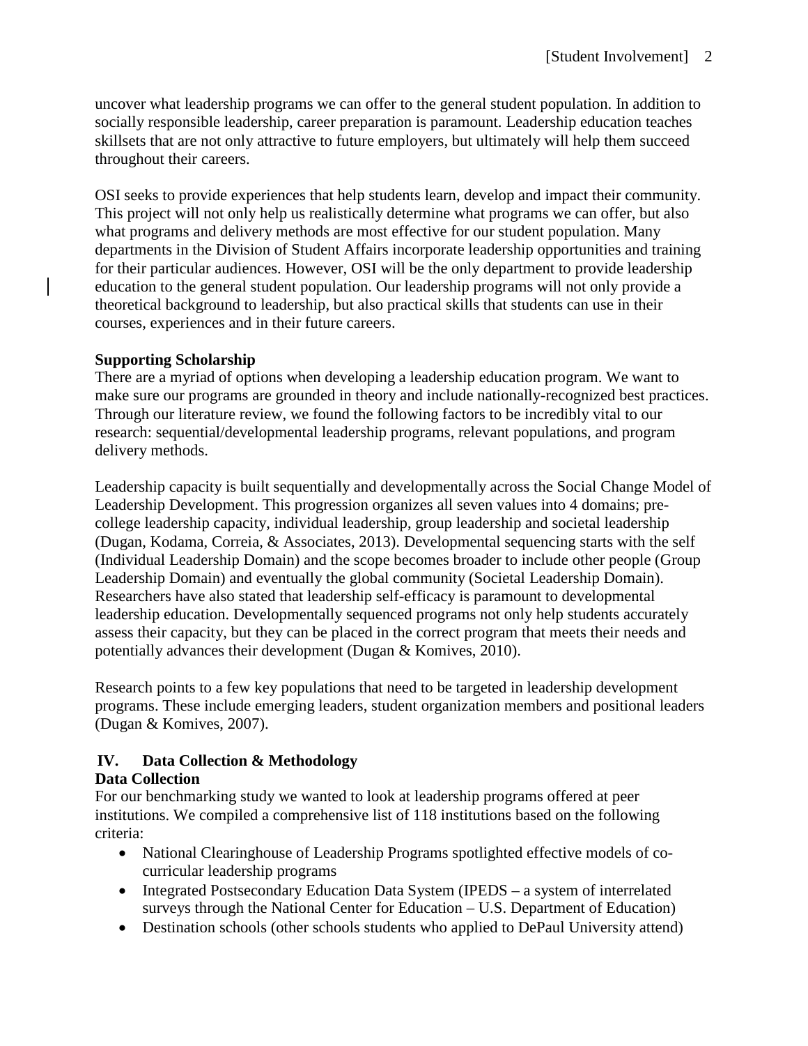uncover what leadership programs we can offer to the general student population. In addition to socially responsible leadership, career preparation is paramount. Leadership education teaches skillsets that are not only attractive to future employers, but ultimately will help them succeed throughout their careers.

OSI seeks to provide experiences that help students learn, develop and impact their community. This project will not only help us realistically determine what programs we can offer, but also what programs and delivery methods are most effective for our student population. Many departments in the Division of Student Affairs incorporate leadership opportunities and training for their particular audiences. However, OSI will be the only department to provide leadership education to the general student population. Our leadership programs will not only provide a theoretical background to leadership, but also practical skills that students can use in their courses, experiences and in their future careers.

**Supporting Scholarship**

There are a myriad of options when developing a leadership education program. We want to make sure our programs are grounded in theory and include nationally-recognized best practices. Through our literature review, we found the following factors to be incredibly vital to our research: sequential/developmental leadership programs, relevant populations, and program delivery methods.

Leadership capacity is built sequentially and developmentally across the Social Change Model of Leadership Development. This progression organizes all seven values into 4 domains; pre-college leadership capacity, individual leadership, group leadership and societal leadership (Dugan, Kodama, Correia, & Associates, 2013). Developmental sequencing starts with the self (Individual Leadership Domain) and the scope becomes broader to include other people (Group Leadership Domain) and eventually the global community (Societal Leadership Domain). Researchers have also stated that leadership self-efficacy is paramount to developmental leadership education. Developmentally sequenced programs not only help students accurately assess their capacity, but they can be placed in the correct program that meets their needs and potentially advances their development (Dugan & Komives, 2010).

Research points to a few key populations that need to be targeted in leadership development programs. These include emerging leaders, student organization members and positional leaders (Dugan & Komives, 2007).

## IV. Data Collection & Methodology

**Data Collection**

For our benchmarking study we wanted to look at leadership programs offered at peer institutions. We compiled a comprehensive list of 118 institutions based on the following criteria:

- National Clearinghouse of Leadership Programs spotlighted effective models of co-curricular leadership programs
- Integrated Postsecondary Education Data System (IPEDS – a system of interrelated surveys through the National Center for Education – U.S. Department of Education)
- Destination schools (other schools students who applied to DePaul University attend)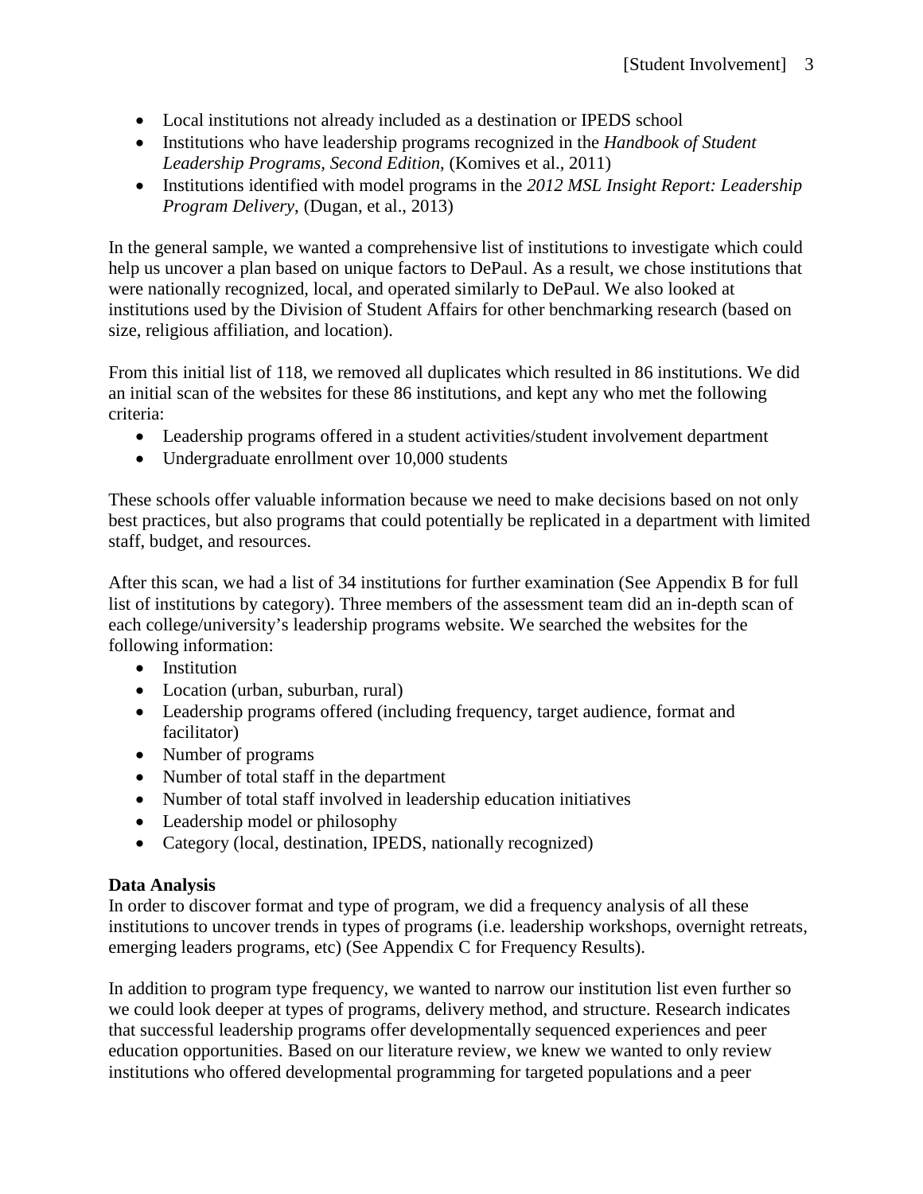- Local institutions not already included as a destination or IPEDS school
- Institutions who have leadership programs recognized in the *Handbook of Student Leadership Programs, Second Edition*, (Komives et al., 2011)
- Institutions identified with model programs in the *2012 MSL Insight Report: Leadership Program Delivery*, (Dugan, et al., 2013)

In the general sample, we wanted a comprehensive list of institutions to investigate which could help us uncover a plan based on unique factors to DePaul. As a result, we chose institutions that were nationally recognized, local, and operated similarly to DePaul. We also looked at institutions used by the Division of Student Affairs for other benchmarking research (based on size, religious affiliation, and location).

From this initial list of 118, we removed all duplicates which resulted in 86 institutions. We did an initial scan of the websites for these 86 institutions, and kept any who met the following criteria:

- Leadership programs offered in a student activities/student involvement department
- Undergraduate enrollment over 10,000 students

These schools offer valuable information because we need to make decisions based on not only best practices, but also programs that could potentially be replicated in a department with limited staff, budget, and resources.

After this scan, we had a list of 34 institutions for further examination (See Appendix B for full list of institutions by category). Three members of the assessment team did an in-depth scan of each college/university's leadership programs website. We searched the websites for the following information:

- Institution
- Location (urban, suburban, rural)
- Leadership programs offered (including frequency, target audience, format and facilitator)
- Number of programs
- Number of total staff in the department
- Number of total staff involved in leadership education initiatives
- Leadership model or philosophy
- Category (local, destination, IPEDS, nationally recognized)

**Data Analysis**

In order to discover format and type of program, we did a frequency analysis of all these institutions to uncover trends in types of programs (i.e. leadership workshops, overnight retreats, emerging leaders programs, etc) (See Appendix C for Frequency Results).

In addition to program type frequency, we wanted to narrow our institution list even further so we could look deeper at types of programs, delivery method, and structure. Research indicates that successful leadership programs offer developmentally sequenced experiences and peer education opportunities. Based on our literature review, we knew we wanted to only review institutions who offered developmental programming for targeted populations and a peer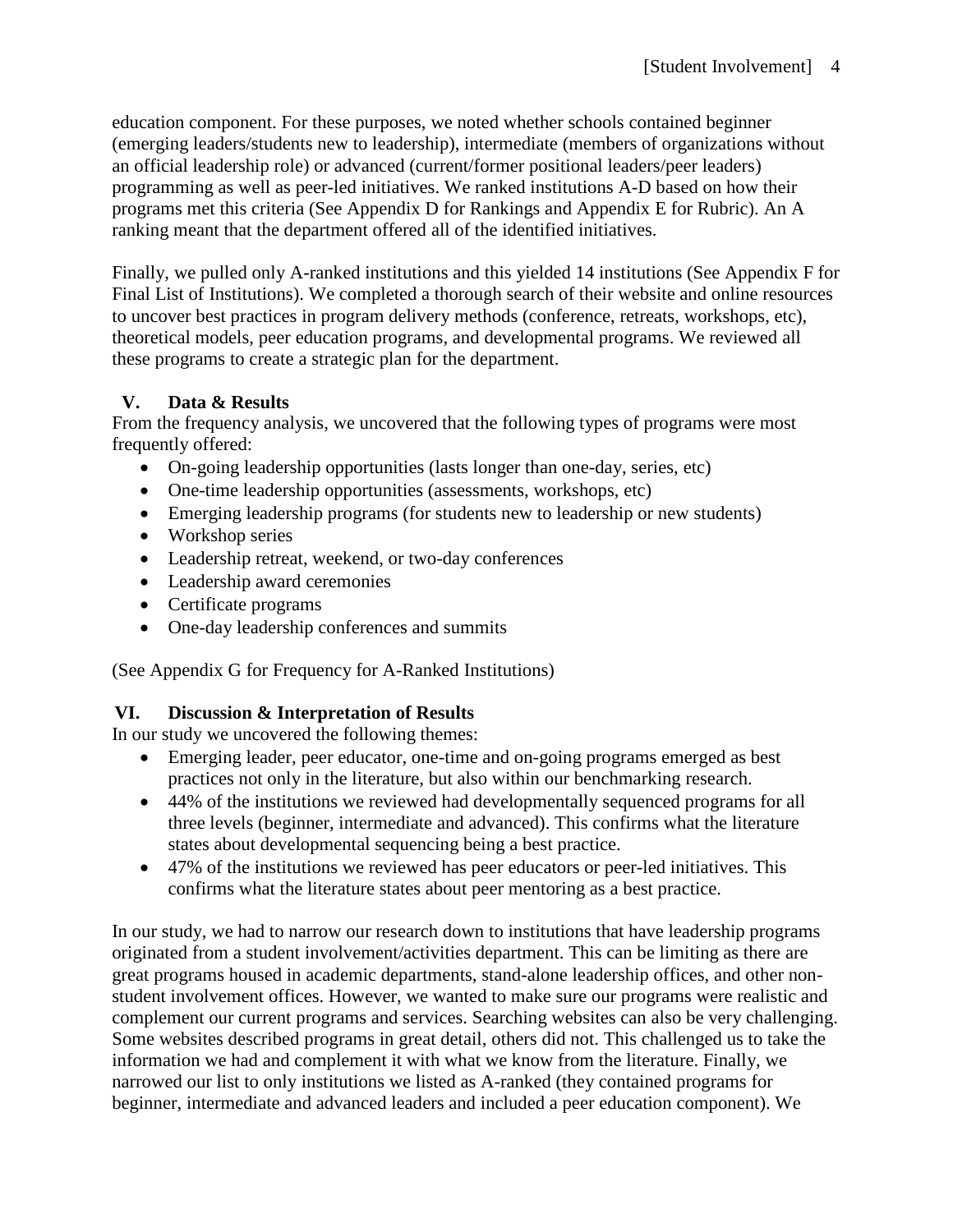education component. For these purposes, we noted whether schools contained beginner (emerging leaders/students new to leadership), intermediate (members of organizations without an official leadership role) or advanced (current/former positional leaders/peer leaders) programming as well as peer-led initiatives. We ranked institutions A-D based on how their programs met this criteria (See Appendix D for Rankings and Appendix E for Rubric). An A ranking meant that the department offered all of the identified initiatives.

Finally, we pulled only A-ranked institutions and this yielded 14 institutions (See Appendix F for Final List of Institutions). We completed a thorough search of their website and online resources to uncover best practices in program delivery methods (conference, retreats, workshops, etc), theoretical models, peer education programs, and developmental programs. We reviewed all these programs to create a strategic plan for the department.

## V. Data & Results

From the frequency analysis, we uncovered that the following types of programs were most frequently offered:

- On-going leadership opportunities (lasts longer than one-day, series, etc)
- One-time leadership opportunities (assessments, workshops, etc)
- Emerging leadership programs (for students new to leadership or new students)
- Workshop series
- Leadership retreat, weekend, or two-day conferences
- Leadership award ceremonies
- Certificate programs
- One-day leadership conferences and summits

(See Appendix G for Frequency for A-Ranked Institutions)

## VI. Discussion & Interpretation of Results

In our study we uncovered the following themes:

- Emerging leader, peer educator, one-time and on-going programs emerged as best practices not only in the literature, but also within our benchmarking research.
- 44% of the institutions we reviewed had developmentally sequenced programs for all three levels (beginner, intermediate and advanced). This confirms what the literature states about developmental sequencing being a best practice.
- 47% of the institutions we reviewed has peer educators or peer-led initiatives. This confirms what the literature states about peer mentoring as a best practice.

In our study, we had to narrow our research down to institutions that have leadership programs originated from a student involvement/activities department. This can be limiting as there are great programs housed in academic departments, stand-alone leadership offices, and other non-student involvement offices. However, we wanted to make sure our programs were realistic and complement our current programs and services. Searching websites can also be very challenging. Some websites described programs in great detail, others did not. This challenged us to take the information we had and complement it with what we know from the literature. Finally, we narrowed our list to only institutions we listed as A-ranked (they contained programs for beginner, intermediate and advanced leaders and included a peer education component). We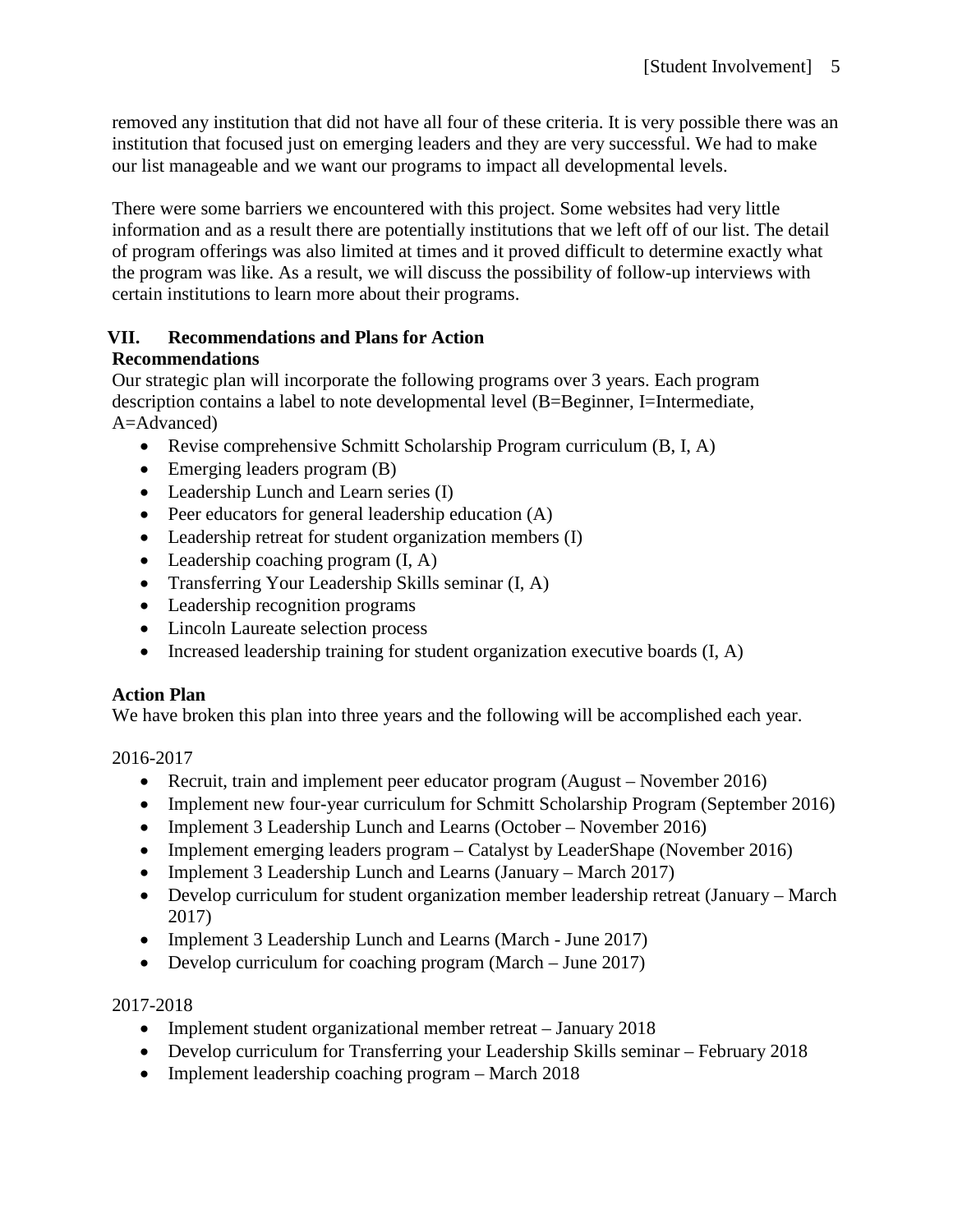removed any institution that did not have all four of these criteria. It is very possible there was an institution that focused just on emerging leaders and they are very successful. We had to make our list manageable and we want our programs to impact all developmental levels.

There were some barriers we encountered with this project. Some websites had very little information and as a result there are potentially institutions that we left off of our list. The detail of program offerings was also limited at times and it proved difficult to determine exactly what the program was like. As a result, we will discuss the possibility of follow-up interviews with certain institutions to learn more about their programs.

## VII. Recommendations and Plans for Action

### Recommendations

Our strategic plan will incorporate the following programs over 3 years. Each program description contains a label to note developmental level (B=Beginner, I=Intermediate, A=Advanced)

- Revise comprehensive Schmitt Scholarship Program curriculum (B, I, A)
- Emerging leaders program (B)
- Leadership Lunch and Learn series (I)
- Peer educators for general leadership education (A)
- Leadership retreat for student organization members (I)
- Leadership coaching program (I, A)
- Transferring Your Leadership Skills seminar (I, A)
- Leadership recognition programs
- Lincoln Laureate selection process
- Increased leadership training for student organization executive boards (I, A)

### Action Plan

We have broken this plan into three years and the following will be accomplished each year.

2016-2017

- Recruit, train and implement peer educator program (August – November 2016)
- Implement new four-year curriculum for Schmitt Scholarship Program (September 2016)
- Implement 3 Leadership Lunch and Learns (October – November 2016)
- Implement emerging leaders program – Catalyst by LeaderShape (November 2016)
- Implement 3 Leadership Lunch and Learns (January – March 2017)
- Develop curriculum for student organization member leadership retreat (January – March 2017)
- Implement 3 Leadership Lunch and Learns (March - June 2017)
- Develop curriculum for coaching program (March – June 2017)

2017-2018

- Implement student organizational member retreat – January 2018
- Develop curriculum for Transferring your Leadership Skills seminar – February 2018
- Implement leadership coaching program – March 2018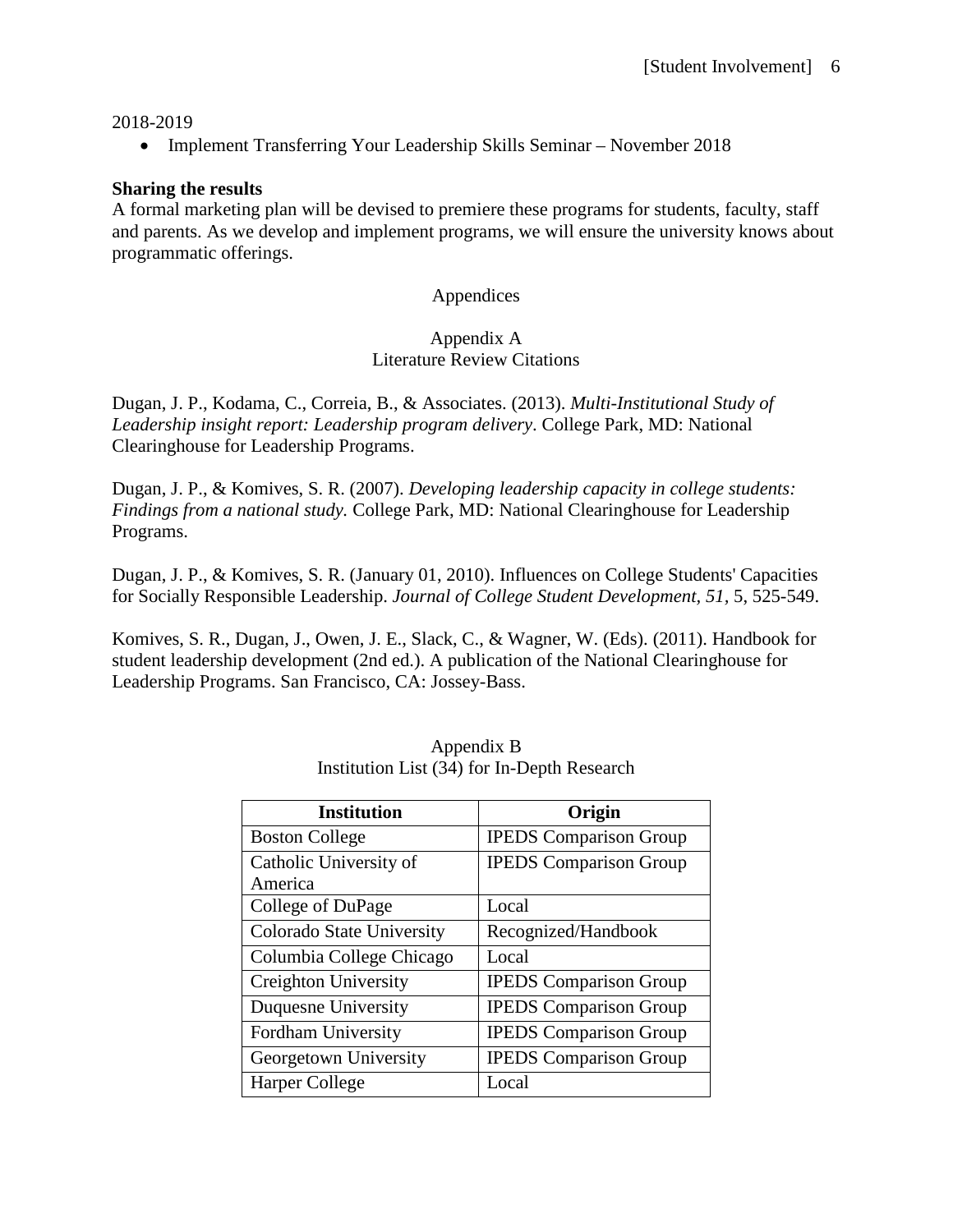2018-2019

- Implement Transferring Your Leadership Skills Seminar – November 2018

**Sharing the results**

A formal marketing plan will be devised to premiere these programs for students, faculty, staff and parents. As we develop and implement programs, we will ensure the university knows about programmatic offerings.

## Appendices

### Appendix A
### Literature Review Citations

Dugan, J. P., Kodama, C., Correia, B., & Associates. (2013). *Multi-Institutional Study of Leadership insight report: Leadership program delivery*. College Park, MD: National Clearinghouse for Leadership Programs.

Dugan, J. P., & Komives, S. R. (2007). *Developing leadership capacity in college students: Findings from a national study.* College Park, MD: National Clearinghouse for Leadership Programs.

Dugan, J. P., & Komives, S. R. (January 01, 2010). Influences on College Students' Capacities for Socially Responsible Leadership. *Journal of College Student Development, 51*, 5, 525-549.

Komives, S. R., Dugan, J., Owen, J. E., Slack, C., & Wagner, W. (Eds). (2011). Handbook for student leadership development (2nd ed.). A publication of the National Clearinghouse for Leadership Programs. San Francisco, CA: Jossey-Bass.

### Appendix B
### Institution List (34) for In-Depth Research

| Institution | Origin |
|---|---|
| Boston College | IPEDS Comparison Group |
| Catholic University of America | IPEDS Comparison Group |
| College of DuPage | Local |
| Colorado State University | Recognized/Handbook |
| Columbia College Chicago | Local |
| Creighton University | IPEDS Comparison Group |
| Duquesne University | IPEDS Comparison Group |
| Fordham University | IPEDS Comparison Group |
| Georgetown University | IPEDS Comparison Group |
| Harper College | Local |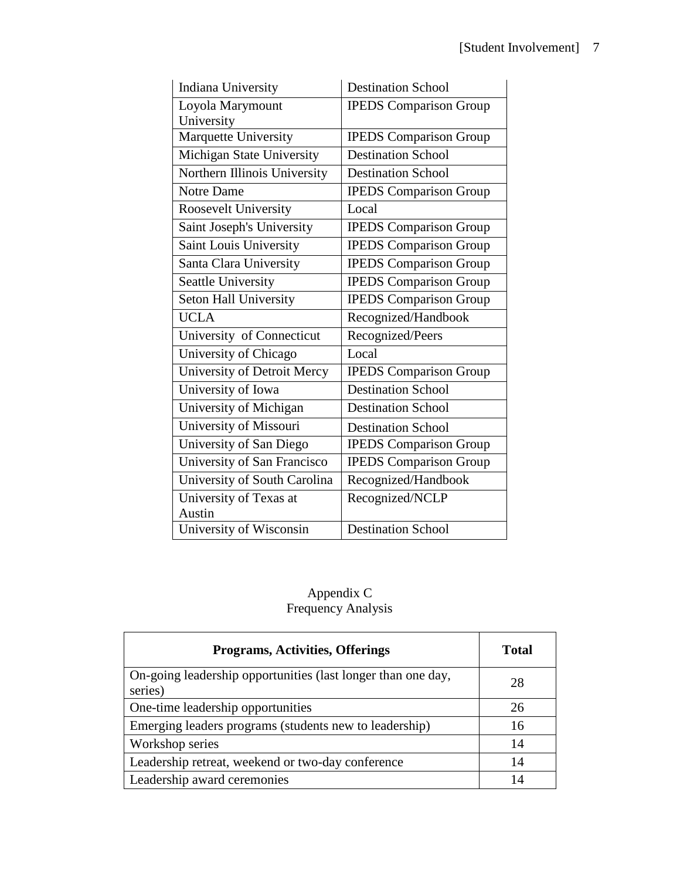| Indiana University | Destination School |
|---|---|
| Loyola Marymount University | IPEDS Comparison Group |
| Marquette University | IPEDS Comparison Group |
| Michigan State University | Destination School |
| Northern Illinois University | Destination School |
| Notre Dame | IPEDS Comparison Group |
| Roosevelt University | Local |
| Saint Joseph's University | IPEDS Comparison Group |
| Saint Louis University | IPEDS Comparison Group |
| Santa Clara University | IPEDS Comparison Group |
| Seattle University | IPEDS Comparison Group |
| Seton Hall University | IPEDS Comparison Group |
| UCLA | Recognized/Handbook |
| University of Connecticut | Recognized/Peers |
| University of Chicago | Local |
| University of Detroit Mercy | IPEDS Comparison Group |
| University of Iowa | Destination School |
| University of Michigan | Destination School |
| University of Missouri | Destination School |
| University of San Diego | IPEDS Comparison Group |
| University of San Francisco | IPEDS Comparison Group |
| University of South Carolina | Recognized/Handbook |
| University of Texas at Austin | Recognized/NCLP |
| University of Wisconsin | Destination School |

## Appendix C
## Frequency Analysis

| **Programs, Activities, Offerings** | **Total** |
|---|---|
| On-going leadership opportunities (last longer than one day, series) | 28 |
| One-time leadership opportunities | 26 |
| Emerging leaders programs (students new to leadership) | 16 |
| Workshop series | 14 |
| Leadership retreat, weekend or two-day conference | 14 |
| Leadership award ceremonies | 14 |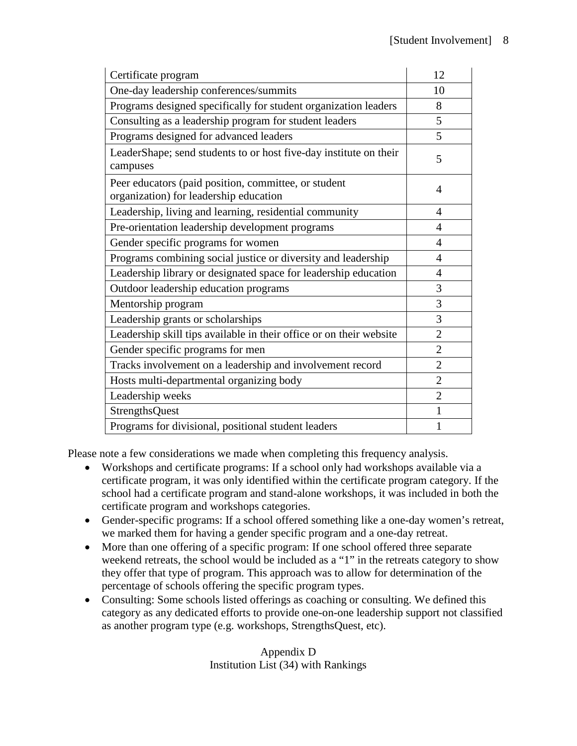| | |
|---|---|
| Certificate program | 12 |
| One-day leadership conferences/summits | 10 |
| Programs designed specifically for student organization leaders | 8 |
| Consulting as a leadership program for student leaders | 5 |
| Programs designed for advanced leaders | 5 |
| LeaderShape; send students to or host five-day institute on their campuses | 5 |
| Peer educators (paid position, committee, or student organization) for leadership education | 4 |
| Leadership, living and learning, residential community | 4 |
| Pre-orientation leadership development programs | 4 |
| Gender specific programs for women | 4 |
| Programs combining social justice or diversity and leadership | 4 |
| Leadership library or designated space for leadership education | 4 |
| Outdoor leadership education programs | 3 |
| Mentorship program | 3 |
| Leadership grants or scholarships | 3 |
| Leadership skill tips available in their office or on their website | 2 |
| Gender specific programs for men | 2 |
| Tracks involvement on a leadership and involvement record | 2 |
| Hosts multi-departmental organizing body | 2 |
| Leadership weeks | 2 |
| StrengthsQuest | 1 |
| Programs for divisional, positional student leaders | 1 |

Please note a few considerations we made when completing this frequency analysis.

- Workshops and certificate programs: If a school only had workshops available via a certificate program, it was only identified within the certificate program category. If the school had a certificate program and stand-alone workshops, it was included in both the certificate program and workshops categories.
- Gender-specific programs: If a school offered something like a one-day women's retreat, we marked them for having a gender specific program and a one-day retreat.
- More than one offering of a specific program: If one school offered three separate weekend retreats, the school would be included as a "1" in the retreats category to show they offer that type of program. This approach was to allow for determination of the percentage of schools offering the specific program types.
- Consulting: Some schools listed offerings as coaching or consulting. We defined this category as any dedicated efforts to provide one-on-one leadership support not classified as another program type (e.g. workshops, StrengthsQuest, etc).

## Appendix D
## Institution List (34) with Rankings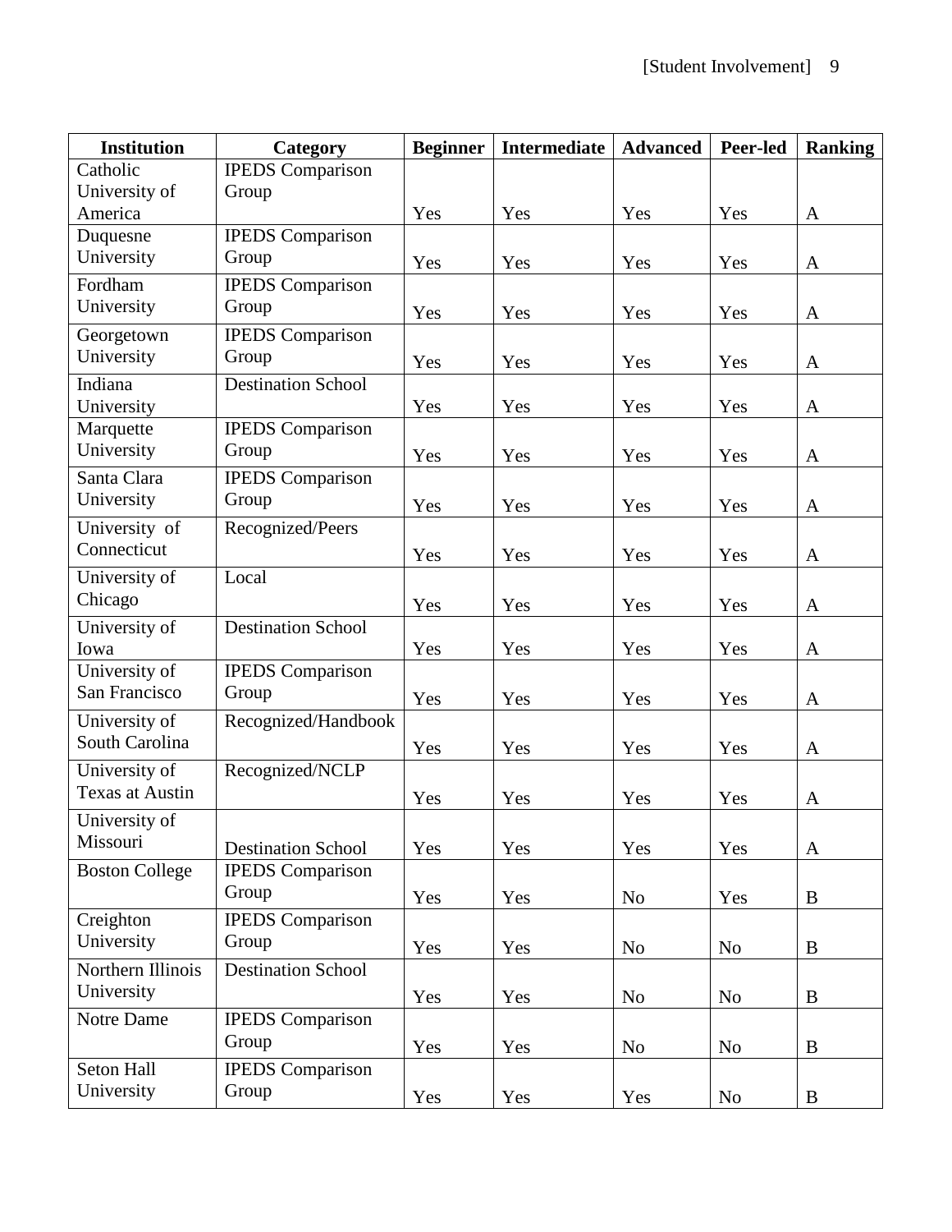| Institution | Category | Beginner | Intermediate | Advanced | Peer-led | Ranking |
|---|---|---|---|---|---|---|
| Catholic University of America | IPEDS Comparison Group | Yes | Yes | Yes | Yes | A |
| Duquesne University | IPEDS Comparison Group | Yes | Yes | Yes | Yes | A |
| Fordham University | IPEDS Comparison Group | Yes | Yes | Yes | Yes | A |
| Georgetown University | IPEDS Comparison Group | Yes | Yes | Yes | Yes | A |
| Indiana University | Destination School | Yes | Yes | Yes | Yes | A |
| Marquette University | IPEDS Comparison Group | Yes | Yes | Yes | Yes | A |
| Santa Clara University | IPEDS Comparison Group | Yes | Yes | Yes | Yes | A |
| University of Connecticut | Recognized/Peers | Yes | Yes | Yes | Yes | A |
| University of Chicago | Local | Yes | Yes | Yes | Yes | A |
| University of Iowa | Destination School | Yes | Yes | Yes | Yes | A |
| University of San Francisco | IPEDS Comparison Group | Yes | Yes | Yes | Yes | A |
| University of South Carolina | Recognized/Handbook | Yes | Yes | Yes | Yes | A |
| University of Texas at Austin | Recognized/NCLP | Yes | Yes | Yes | Yes | A |
| University of Missouri | Destination School | Yes | Yes | Yes | Yes | A |
| Boston College | IPEDS Comparison Group | Yes | Yes | No | Yes | B |
| Creighton University | IPEDS Comparison Group | Yes | Yes | No | No | B |
| Northern Illinois University | Destination School | Yes | Yes | No | No | B |
| Notre Dame | IPEDS Comparison Group | Yes | Yes | No | No | B |
| Seton Hall University | IPEDS Comparison Group | Yes | Yes | Yes | No | B |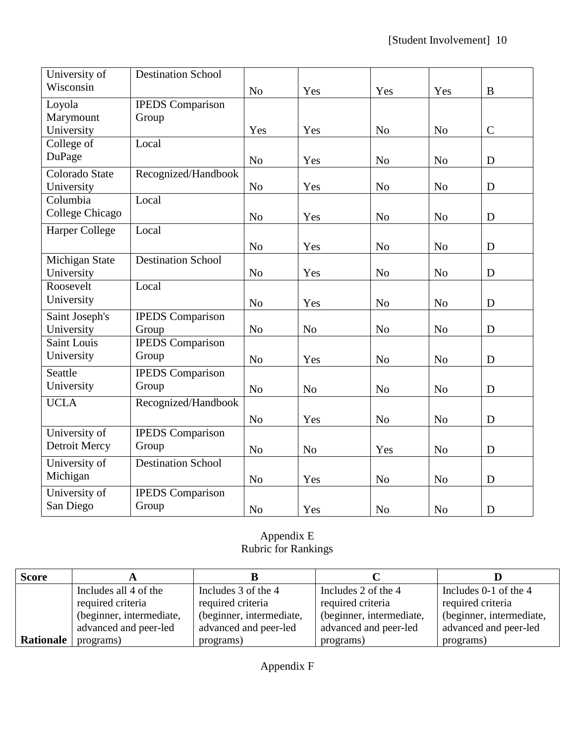| | | | | | | |
|---|---|---|---|---|---|---|
| University of Wisconsin | Destination School | No | Yes | Yes | Yes | B |
| Loyola Marymount University | IPEDS Comparison Group | Yes | Yes | No | No | C |
| College of DuPage | Local | No | Yes | No | No | D |
| Colorado State University | Recognized/Handbook | No | Yes | No | No | D |
| Columbia College Chicago | Local | No | Yes | No | No | D |
| Harper College | Local | No | Yes | No | No | D |
| Michigan State University | Destination School | No | Yes | No | No | D |
| Roosevelt University | Local | No | Yes | No | No | D |
| Saint Joseph's University | IPEDS Comparison Group | No | No | No | No | D |
| Saint Louis University | IPEDS Comparison Group | No | Yes | No | No | D |
| Seattle University | IPEDS Comparison Group | No | No | No | No | D |
| UCLA | Recognized/Handbook | No | Yes | No | No | D |
| University of Detroit Mercy | IPEDS Comparison Group | No | No | Yes | No | D |
| University of Michigan | Destination School | No | Yes | No | No | D |
| University of San Diego | IPEDS Comparison Group | No | Yes | No | No | D |

Appendix E
Rubric for Rankings

| Score | A | B | C | D |
|---|---|---|---|---|
| Rationale | Includes all 4 of the required criteria (beginner, intermediate, advanced and peer-led programs) | Includes 3 of the 4 required criteria (beginner, intermediate, advanced and peer-led programs) | Includes 2 of the 4 required criteria (beginner, intermediate, advanced and peer-led programs) | Includes 0-1 of the 4 required criteria (beginner, intermediate, advanced and peer-led programs) |

Appendix F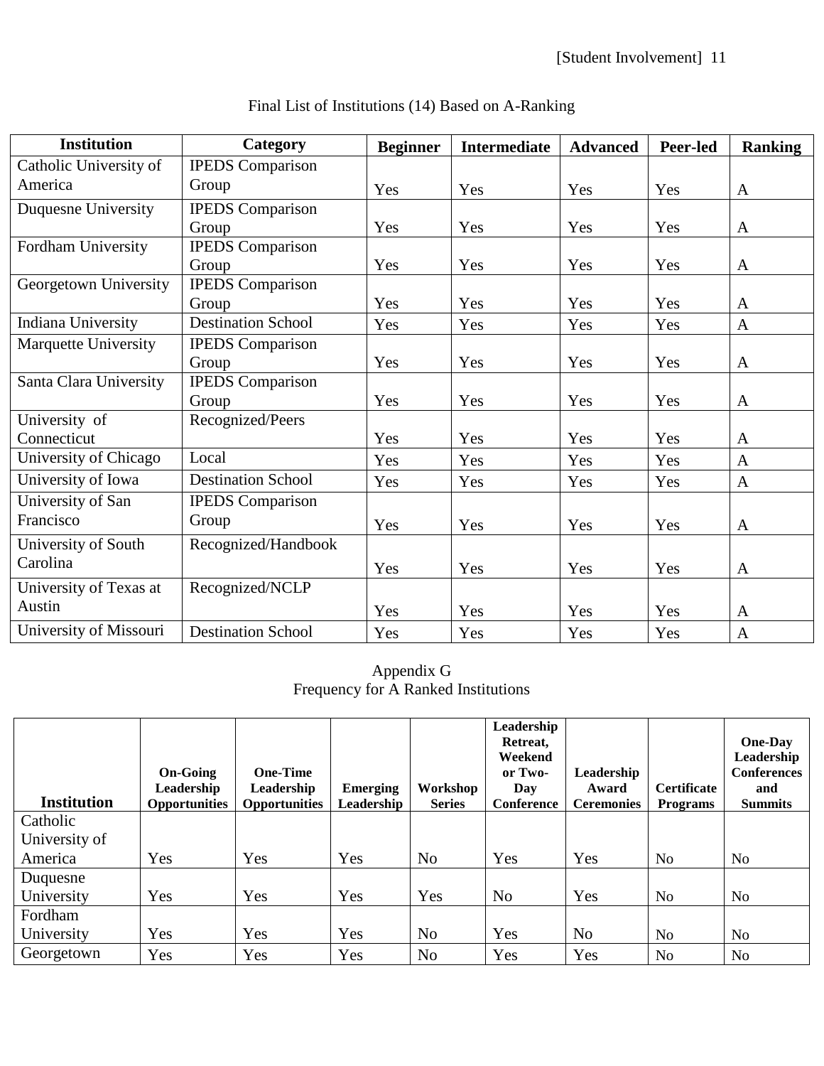Final List of Institutions (14) Based on A-Ranking

| Institution | Category | Beginner | Intermediate | Advanced | Peer-led | Ranking |
|---|---|---|---|---|---|---|
| Catholic University of America | IPEDS Comparison Group | Yes | Yes | Yes | Yes | A |
| Duquesne University | IPEDS Comparison Group | Yes | Yes | Yes | Yes | A |
| Fordham University | IPEDS Comparison Group | Yes | Yes | Yes | Yes | A |
| Georgetown University | IPEDS Comparison Group | Yes | Yes | Yes | Yes | A |
| Indiana University | Destination School | Yes | Yes | Yes | Yes | A |
| Marquette University | IPEDS Comparison Group | Yes | Yes | Yes | Yes | A |
| Santa Clara University | IPEDS Comparison Group | Yes | Yes | Yes | Yes | A |
| University of Connecticut | Recognized/Peers | Yes | Yes | Yes | Yes | A |
| University of Chicago | Local | Yes | Yes | Yes | Yes | A |
| University of Iowa | Destination School | Yes | Yes | Yes | Yes | A |
| University of San Francisco | IPEDS Comparison Group | Yes | Yes | Yes | Yes | A |
| University of South Carolina | Recognized/Handbook | Yes | Yes | Yes | Yes | A |
| University of Texas at Austin | Recognized/NCLP | Yes | Yes | Yes | Yes | A |
| University of Missouri | Destination School | Yes | Yes | Yes | Yes | A |

Appendix G
Frequency for A Ranked Institutions

| Institution | On-Going Leadership Opportunities | One-Time Leadership Opportunities | Emerging Leadership | Workshop Series | Leadership Retreat, Weekend or Two-Day Conference | Leadership Award Ceremonies | Certificate Programs | One-Day Leadership Conferences and Summits |
|---|---|---|---|---|---|---|---|---|
| Catholic University of America | Yes | Yes | Yes | No | Yes | Yes | No | No |
| Duquesne University | Yes | Yes | Yes | Yes | No | Yes | No | No |
| Fordham University | Yes | Yes | Yes | No | Yes | No | No | No |
| Georgetown | Yes | Yes | Yes | No | Yes | Yes | No | No |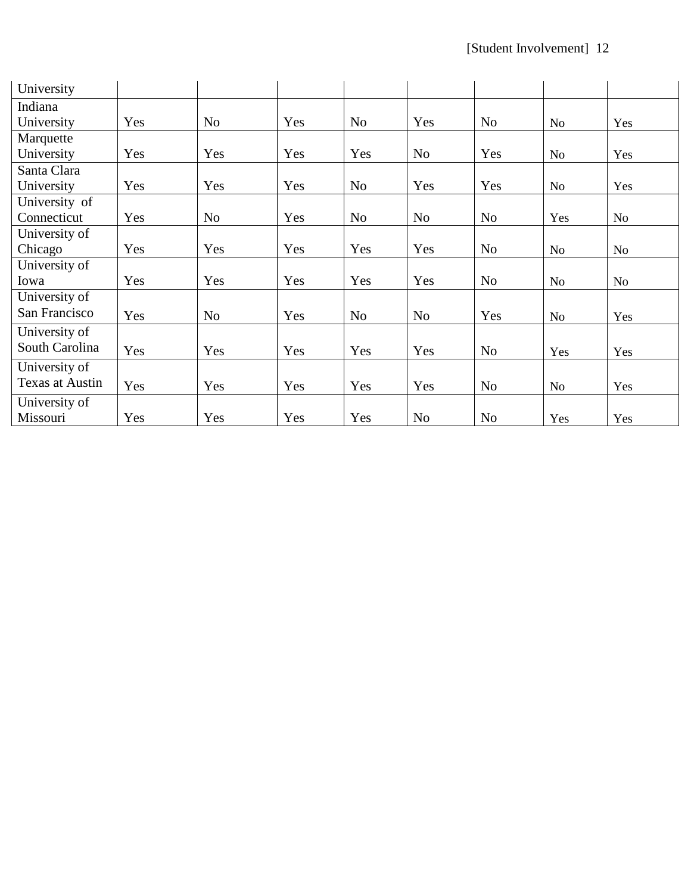| | | | | | | | | |
|---|---|---|---|---|---|---|---|---|
| University | | | | | | | | |
| Indiana University | Yes | No | Yes | No | Yes | No | No | Yes |
| Marquette University | Yes | Yes | Yes | Yes | No | Yes | No | Yes |
| Santa Clara University | Yes | Yes | Yes | No | Yes | Yes | No | Yes |
| University of Connecticut | Yes | No | Yes | No | No | No | Yes | No |
| University of Chicago | Yes | Yes | Yes | Yes | Yes | No | No | No |
| University of Iowa | Yes | Yes | Yes | Yes | Yes | No | No | No |
| University of San Francisco | Yes | No | Yes | No | No | Yes | No | Yes |
| University of South Carolina | Yes | Yes | Yes | Yes | Yes | No | Yes | Yes |
| University of Texas at Austin | Yes | Yes | Yes | Yes | Yes | No | No | Yes |
| University of Missouri | Yes | Yes | Yes | Yes | No | No | Yes | Yes |